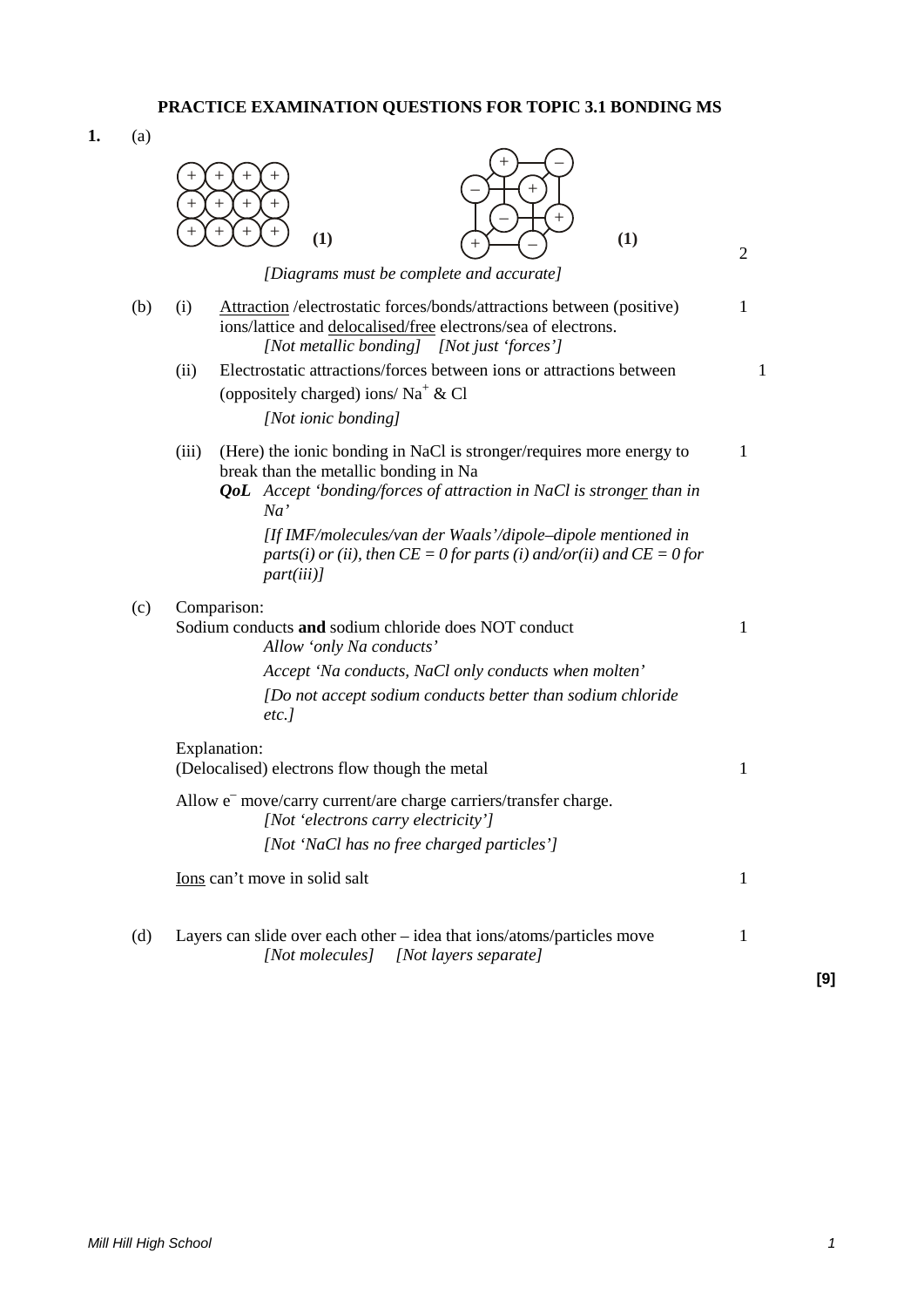# PRACTICE EXAMINATION QUESTIONS FOR TOPIC 3.1 BONDING MS

**1.** (a)

**(1)** **(1)** 2

*[Diagrams must be complete and accurate]*

(b) (i) Attraction /electrostatic forces/bonds/attractions between (positive) ions/lattice and delocalised/free electrons/sea of electrons. 1

*[Not metallic bonding] [Not just 'forces']*

(ii) Electrostatic attractions/forces between ions or attractions between (oppositely charged) ions/ $Na^+$ & Cl 1

*[Not ionic bonding]*

(iii) (Here) the ionic bonding in NaCl is stronger/requires more energy to break than the metallic bonding in Na 1

***QoL*** *Accept 'bonding/forces of attraction in NaCl is stronger than in Na'*

*[If IMF/molecules/van der Waals'/dipole–dipole mentioned in parts(i) or (ii), then CE = 0 for parts (i) and/or(ii) and CE = 0 for part(iii)]*

(c) Comparison:

Sodium conducts **and** sodium chloride does NOT conduct 1

*Allow 'only Na conducts'*

*Accept 'Na conducts, NaCl only conducts when molten'*

*[Do not accept sodium conducts better than sodium chloride etc.]*

Explanation:

(Delocalised) electrons flow though the metal 1

Allow $e^-$ move/carry current/are charge carriers/transfer charge.

*[Not 'electrons carry electricity']*

*[Not 'NaCl has no free charged particles']*

Ions can't move in solid salt 1

(d) Layers can slide over each other – idea that ions/atoms/particles move 1

*[Not molecules] [Not layers separate]*

**[9]**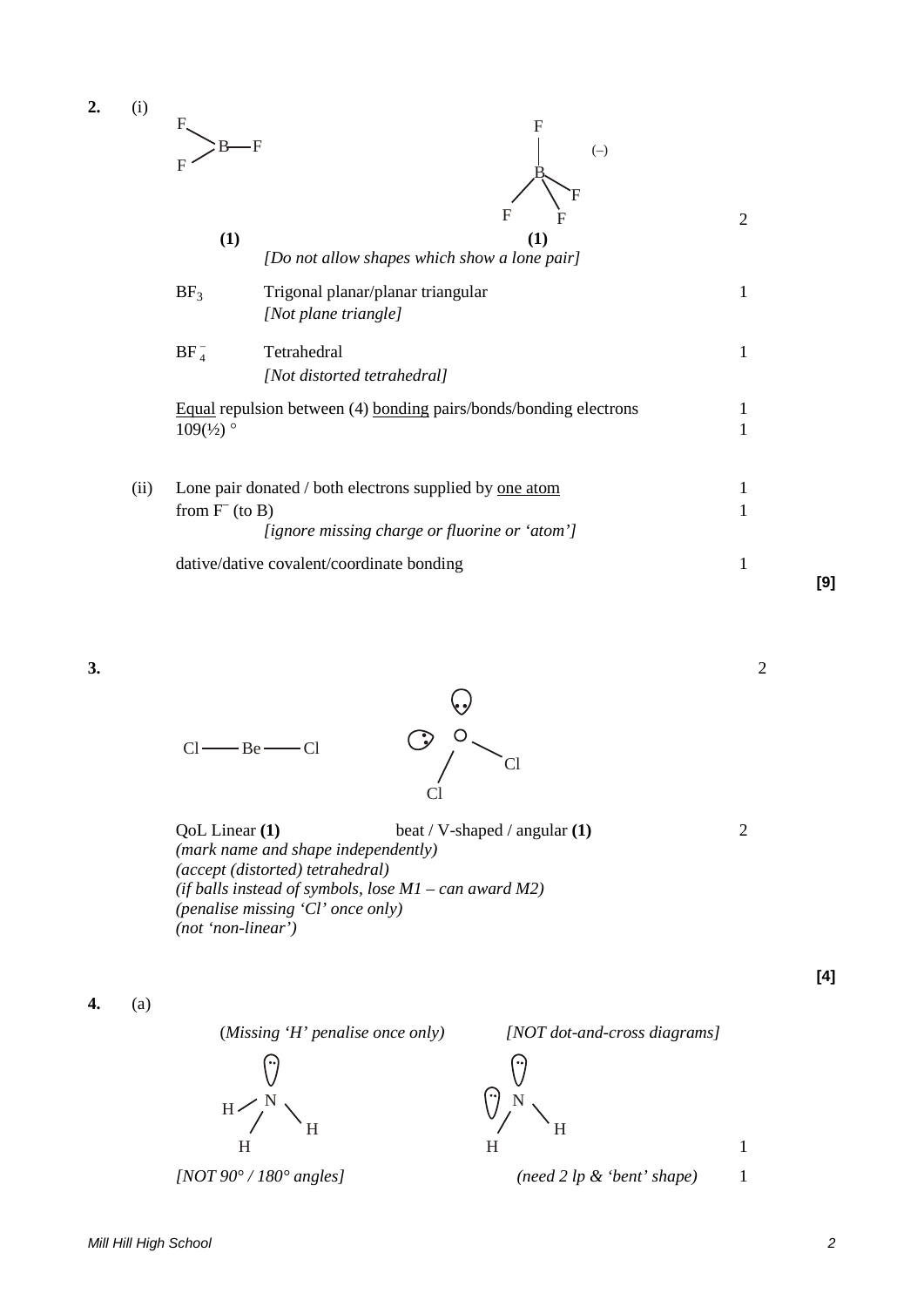**2.** (i)

F–B(–F)–F (1) &nbsp;&nbsp;&nbsp;&nbsp;&nbsp;&nbsp;&nbsp;&nbsp; [B with four F, (–)] (1) &nbsp;&nbsp;&nbsp;&nbsp; 2

*[Do not allow shapes which show a lone pair]*

| | | |
|---|---|---|
| $BF_3$ | Trigonal planar/planar triangular *[Not plane triangle]* | 1 |
| $BF_4^-$ | Tetrahedral *[Not distorted tetrahedral]* | 1 |

Equal repulsion between (4) bonding pairs/bonds/bonding electrons &nbsp;&nbsp; 1

109(½) ° &nbsp;&nbsp; 1

(ii) Lone pair donated / both electrons supplied by one atom &nbsp;&nbsp; 1

from $F^-$ (to B) &nbsp;&nbsp; 1

*[ignore missing charge or fluorine or 'atom']*

dative/dative covalent/coordinate bonding &nbsp;&nbsp; 1

**[9]**

**3.** &nbsp;&nbsp; 2

Cl —— Be —— Cl &nbsp;&nbsp;&nbsp;&nbsp;&nbsp;&nbsp;&nbsp;&nbsp; [O with two lone pairs, bonded to two Cl]

QoL Linear **(1)** &nbsp;&nbsp;&nbsp;&nbsp;&nbsp;&nbsp;&nbsp;&nbsp; beat / V-shaped / angular **(1)** &nbsp;&nbsp; 2

*(mark name and shape independently)*
*(accept (distorted) tetrahedral)*
*(if balls instead of symbols, lose M1 – can award M2)*
*(penalise missing 'Cl' once only)*
*(not 'non-linear')*

**[4]**

**4.** (a)

*(Missing 'H' penalise once only)* &nbsp;&nbsp;&nbsp;&nbsp;&nbsp;&nbsp;&nbsp;&nbsp; *[NOT dot-and-cross diagrams]*

[N with one lone pair, bonded to three H] &nbsp;&nbsp;&nbsp;&nbsp;&nbsp;&nbsp;&nbsp;&nbsp; [N with two lone pairs, bonded to two H] &nbsp;&nbsp; 1

*[NOT 90° / 180° angles]* &nbsp;&nbsp;&nbsp;&nbsp;&nbsp;&nbsp;&nbsp;&nbsp; *(need 2 lp & 'bent' shape)* &nbsp;&nbsp; 1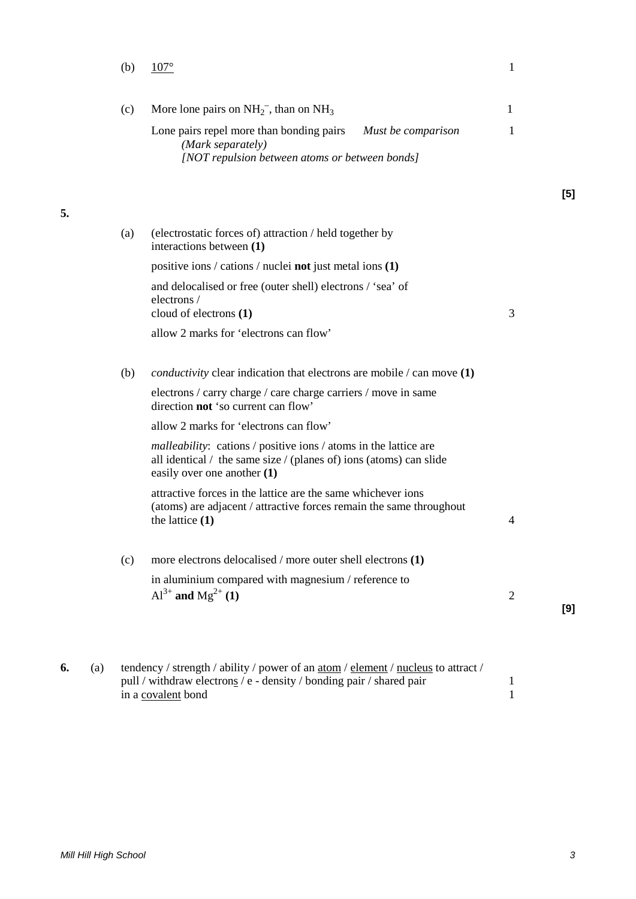(b) <u>107°</u> 1

(c) More lone pairs on $NH_2^-$, than on $NH_3$ 1

Lone pairs repel more than bonding pairs *Must be comparison* 1
*(Mark separately)*
*[NOT repulsion between atoms or between bonds]*

**[5]**

**5.**

(a) (electrostatic forces of) attraction / held together by interactions between **(1)**

positive ions / cations / nuclei **not** just metal ions **(1)**

and delocalised or free (outer shell) electrons / 'sea' of electrons /
cloud of electrons **(1)** 3

allow 2 marks for 'electrons can flow'

(b) *conductivity* clear indication that electrons are mobile / can move **(1)**

electrons / carry charge / care charge carriers / move in same direction **not** 'so current can flow'

allow 2 marks for 'electrons can flow'

*malleability*: cations / positive ions / atoms in the lattice are all identical / the same size / (planes of) ions (atoms) can slide easily over one another **(1)**

attractive forces in the lattice are the same whichever ions (atoms) are adjacent / attractive forces remain the same throughout the lattice **(1)** 4

(c) more electrons delocalised / more outer shell electrons **(1)**

in aluminium compared with magnesium / reference to
$Al^{3+}$ **and** $Mg^{2+}$ **(1)** 2

**[9]**

**6.** (a) tendency / strength / ability / power of an <u>atom</u> / <u>element</u> / <u>nucleus</u> to attract / pull / withdraw electron<u>s</u> / e - density / bonding pair / shared pair 1
in a <u>covalent</u> bond 1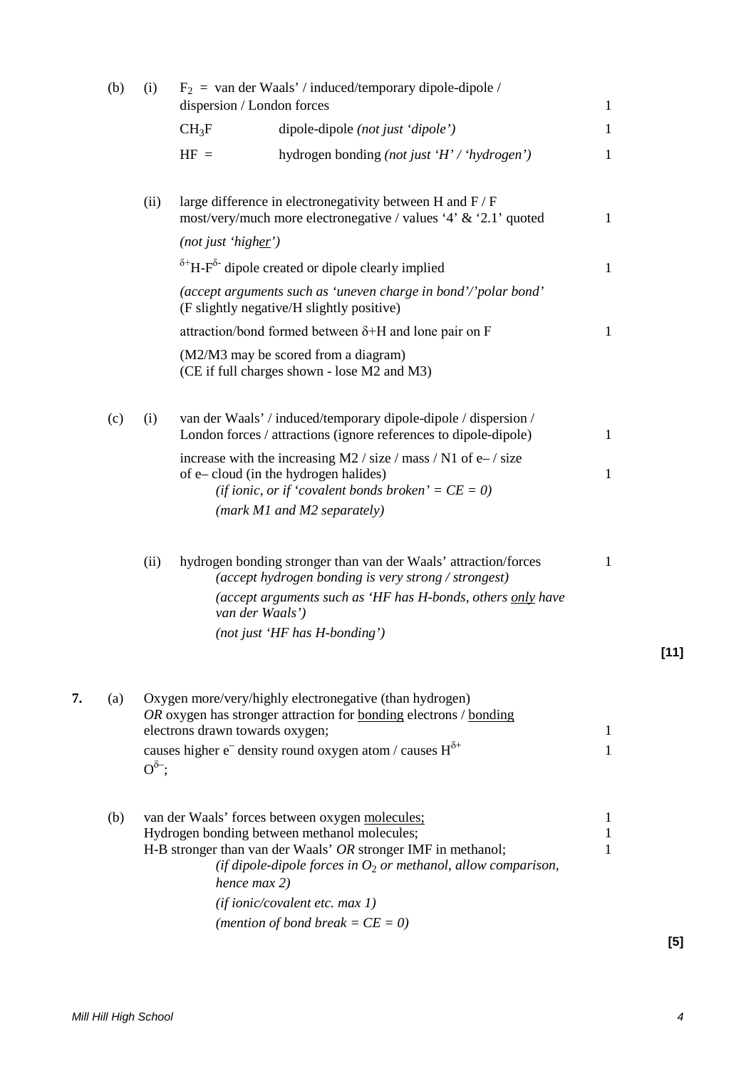(b) (i) $F_2$ = van der Waals' / induced/temporary dipole-dipole / dispersion / London forces — 1

$CH_3F$ — dipole-dipole *(not just 'dipole')* — 1

HF = hydrogen bonding *(not just 'H' / 'hydrogen')* — 1

(ii) large difference in electronegativity between H and F / F most/very/much more electronegative / values '4' & '2.1' quoted — 1

*(not just 'higher')*

$^{\delta+}$H-F$^{\delta-}$ dipole created or dipole clearly implied — 1

*(accept arguments such as 'uneven charge in bond'/'polar bond'* (F slightly negative/H slightly positive)

attraction/bond formed between δ+H and lone pair on F — 1

(M2/M3 may be scored from a diagram)
(CE if full charges shown - lose M2 and M3)

(c) (i) van der Waals' / induced/temporary dipole-dipole / dispersion / London forces / attractions (ignore references to dipole-dipole) — 1

increase with the increasing M2 / size / mass / N1 of e– / size of e– cloud (in the hydrogen halides) — 1

*(if ionic, or if 'covalent bonds broken' = CE = 0)*

*(mark M1 and M2 separately)*

(ii) hydrogen bonding stronger than van der Waals' attraction/forces — 1

*(accept hydrogen bonding is very strong / strongest)*

*(accept arguments such as 'HF has H-bonds, others only have van der Waals')*

*(not just 'HF has H-bonding')*

**[11]**

7. (a) Oxygen more/very/highly electronegative (than hydrogen) *OR* oxygen has stronger attraction for bonding electrons / bonding electrons drawn towards oxygen; — 1

causes higher e$^-$ density round oxygen atom / causes H$^{\delta+}$ O$^{\delta-}$; — 1

(b) van der Waals' forces between oxygen molecules; — 1

Hydrogen bonding between methanol molecules; — 1

H-B stronger than van der Waals' *OR* stronger IMF in methanol; — 1

*(if dipole-dipole forces in $O_2$ or methanol, allow comparison, hence max 2)*

*(if ionic/covalent etc. max 1)*

*(mention of bond break = CE = 0)*

**[5]**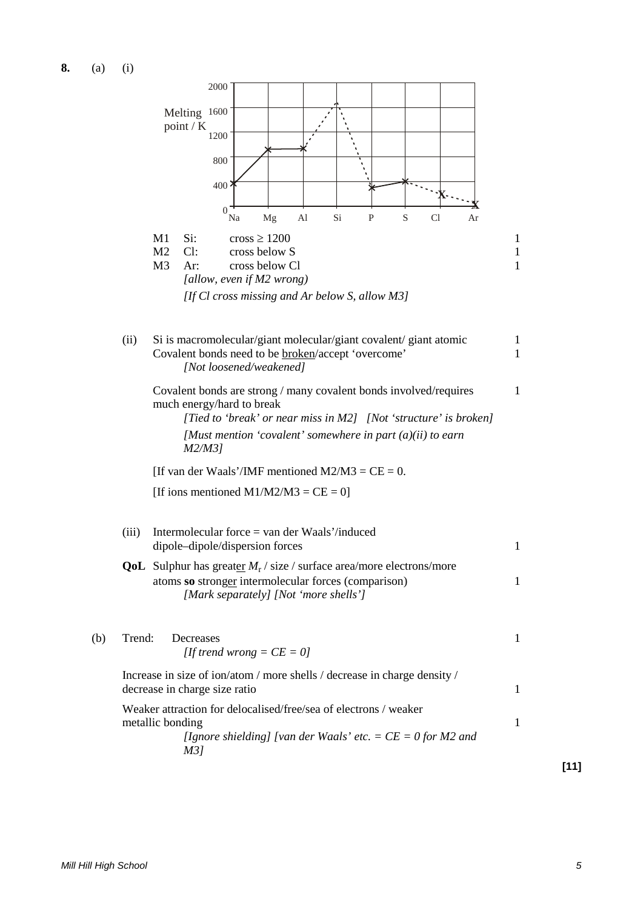**8.** (a) (i)

Melting point / K (graph: Na, Mg, Al, Si, P, S, Cl, Ar; y-axis 0, 400, 800, 1200, 1600, 2000)

| | | | |
|---|---|---|---|
| M1 | Si: | cross ≥ 1200 | 1 |
| M2 | Cl: | cross below S | 1 |
| M3 | Ar: | cross below Cl | 1 |

*[allow, even if M2 wrong)*

*[If Cl cross missing and Ar below S, allow M3]*

(ii) Si is macromolecular/giant molecular/giant covalent/ giant atomic — 1

Covalent bonds need to be broken/accept 'overcome' — 1

*[Not loosened/weakened]*

Covalent bonds are strong / many covalent bonds involved/requires much energy/hard to break — 1

*[Tied to 'break' or near miss in M2] [Not 'structure' is broken]*

*[Must mention 'covalent' somewhere in part (a)(ii) to earn M2/M3]*

[If van der Waals'/IMF mentioned M2/M3 = CE = 0.

[If ions mentioned M1/M2/M3 = CE = 0]

(iii) Intermolecular force = van der Waals'/induced dipole–dipole/dispersion forces — 1

**QoL** Sulphur has greater $M_r$ / size / surface area/more electrons/more atoms **so** stronger intermolecular forces (comparison) — 1

*[Mark separately] [Not 'more shells']*

(b) Trend: Decreases — 1

*[If trend wrong = CE = 0]*

Increase in size of ion/atom / more shells / decrease in charge density / decrease in charge size ratio — 1

Weaker attraction for delocalised/free/sea of electrons / weaker metallic bonding — 1

*[Ignore shielding] [van der Waals' etc. = CE = 0 for M2 and M3]*

**[11]**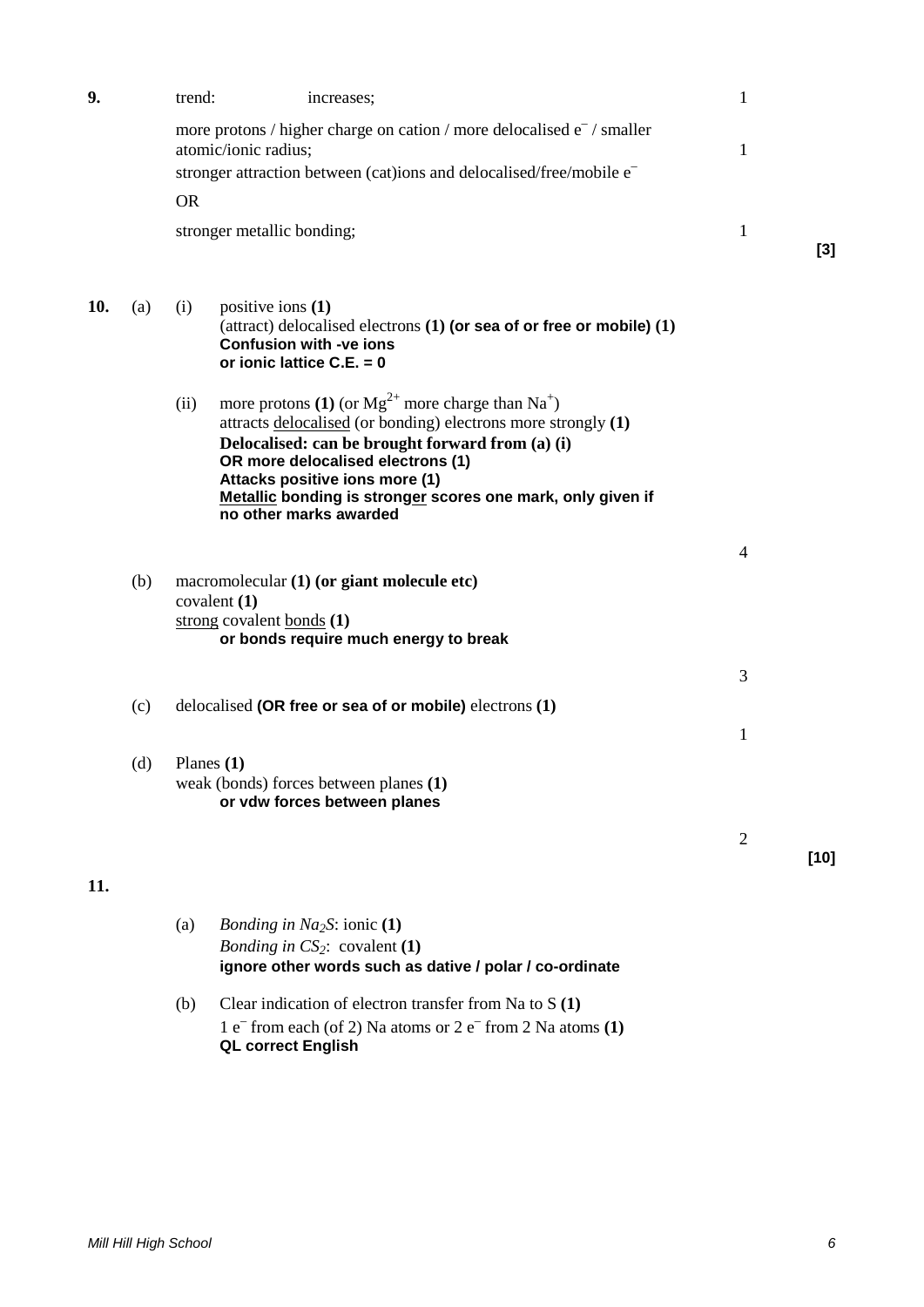**9.** trend: increases; 1

more protons / higher charge on cation / more delocalised $e^-$ / smaller atomic/ionic radius; 1

stronger attraction between (cat)ions and delocalised/free/mobile $e^-$

OR

stronger metallic bonding; 1

**[3]**

**10.** (a) (i) positive ions **(1)**
(attract) delocalised electrons **(1)** **(or sea of or free or mobile) (1)**
**Confusion with -ve ions**
**or ionic lattice C.E. = 0**

(ii) more protons **(1)** (or $Mg^{2+}$ more charge than $Na^+$)
attracts delocalised (or bonding) electrons more strongly **(1)**
**Delocalised: can be brought forward from (a) (i)**
**OR more delocalised electrons (1)**
**Attacks positive ions more (1)**
**Metallic bonding is stronger scores one mark, only given if no other marks awarded**

4

(b) macromolecular **(1)** **(or giant molecule etc)**
covalent **(1)**
strong covalent bonds **(1)**
**or bonds require much energy to break**

3

(c) delocalised **(OR free or sea of or mobile)** electrons **(1)**

1

(d) Planes **(1)**
weak (bonds) forces between planes **(1)**
**or vdw forces between planes**

2

**[10]**

**11.**

(a) *Bonding in $Na_2S$*: ionic **(1)**
*Bonding in $CS_2$*: covalent **(1)**
**ignore other words such as dative / polar / co-ordinate**

(b) Clear indication of electron transfer from Na to S **(1)**
1 $e^-$ from each (of 2) Na atoms or 2 $e^-$ from 2 Na atoms **(1)**
**QL correct English**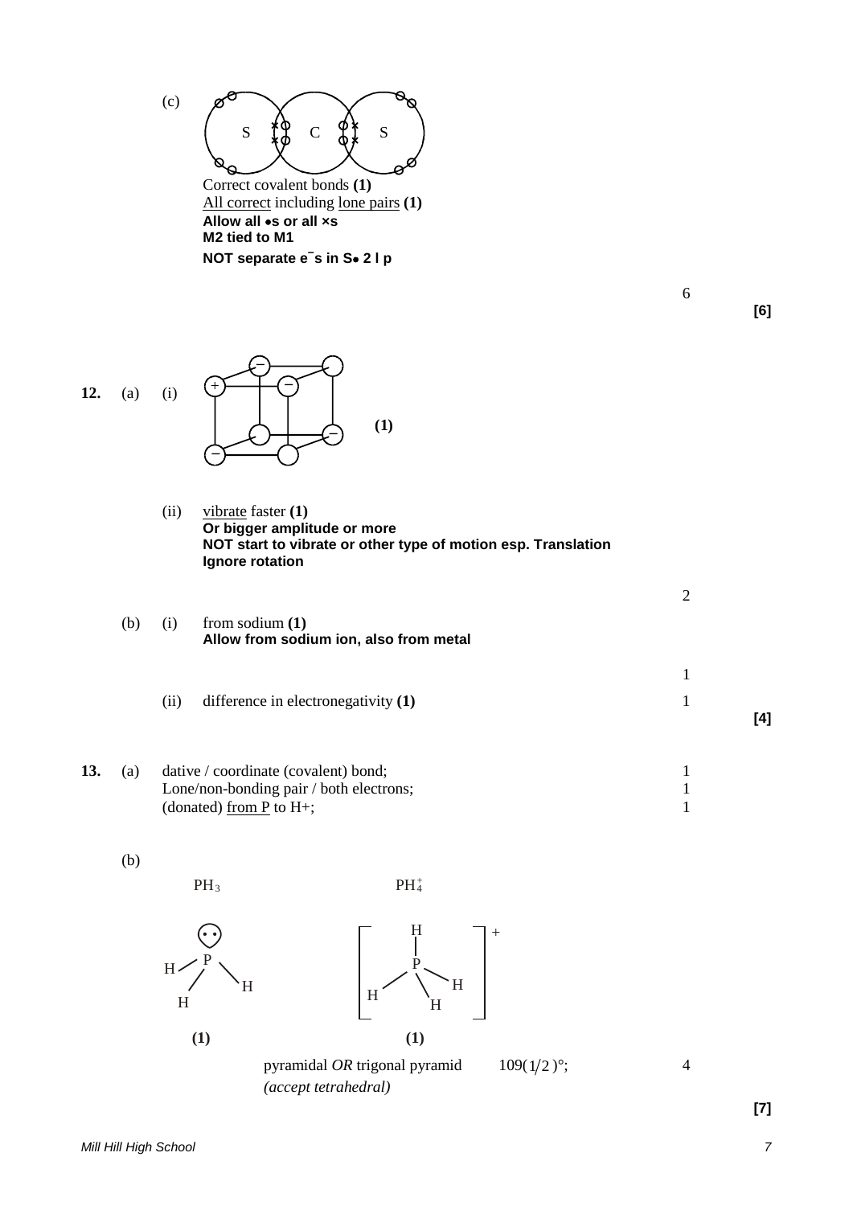(c) [Diagram: dot-and-cross diagram of S=C=S with overlapping circles]

Correct covalent bonds **(1)**
All correct including lone pairs **(1)**
**Allow all •s or all ×s**
**M2 tied to M1**
**NOT separate e⁻s in S• 2 l p**

6

**[6]**

**12.** (a) (i) [Diagram: cube lattice with + and − ions] **(1)**

(ii) vibrate faster **(1)**
**Or bigger amplitude or more**
**NOT start to vibrate or other type of motion esp. Translation**
**Ignore rotation**

2

(b) (i) from sodium **(1)**
**Allow from sodium ion, also from metal**

1

(ii) difference in electronegativity **(1)** 1

**[4]**

**13.** (a) dative / coordinate (covalent) bond; 1
Lone/non-bonding pair / both electrons; 1
(donated) from P to H+; 1

(b)

$PH_3$ $PH_4^+$

[Diagram: pyramidal $PH_3$ with lone pair; tetrahedral $[PH_4]^+$]

**(1)** **(1)**

pyramidal *OR* trigonal pyramid $109(1/2)°$; 4
*(accept tetrahedral)*

**[7]**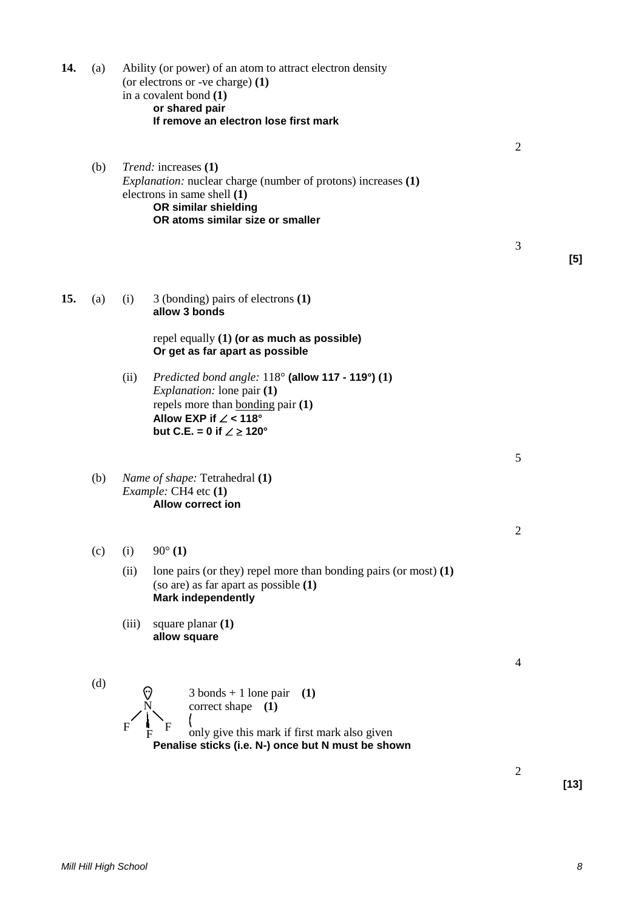**14.** (a) Ability (or power) of an atom to attract electron density (or electrons or -ve charge) **(1)**
in a covalent bond **(1)**
**or shared pair**
**If remove an electron lose first mark**

2

(b) *Trend:* increases **(1)**
*Explanation:* nuclear charge (number of protons) increases **(1)**
electrons in same shell **(1)**
**OR similar shielding**
**OR atoms similar size or smaller**

3

**[5]**

**15.** (a) (i) 3 (bonding) pairs of electrons **(1)**
**allow 3 bonds**

repel equally **(1) (or as much as possible)**
**Or get as far apart as possible**

(ii) *Predicted bond angle:* 118° **(allow 117 - 119°) (1)**
*Explanation:* lone pair **(1)**
repels more than bonding pair **(1)**
**Allow EXP if ∠ < 118°**
**but C.E. = 0 if ∠ ≥ 120°**

5

(b) *Name of shape:* Tetrahedral **(1)**
*Example:* CH4 etc **(1)**
**Allow correct ion**

2

(c) (i) 90° **(1)**

(ii) lone pairs (or they) repel more than bonding pairs (or most) **(1)**
(so are) as far apart as possible **(1)**
**Mark independently**

(iii) square planar **(1)**
**allow square**

4

(d) 3 bonds + 1 lone pair **(1)**
correct shape **(1)**
only give this mark if first mark also given
**Penalise sticks (i.e. N-) once but N must be shown**

2

**[13]**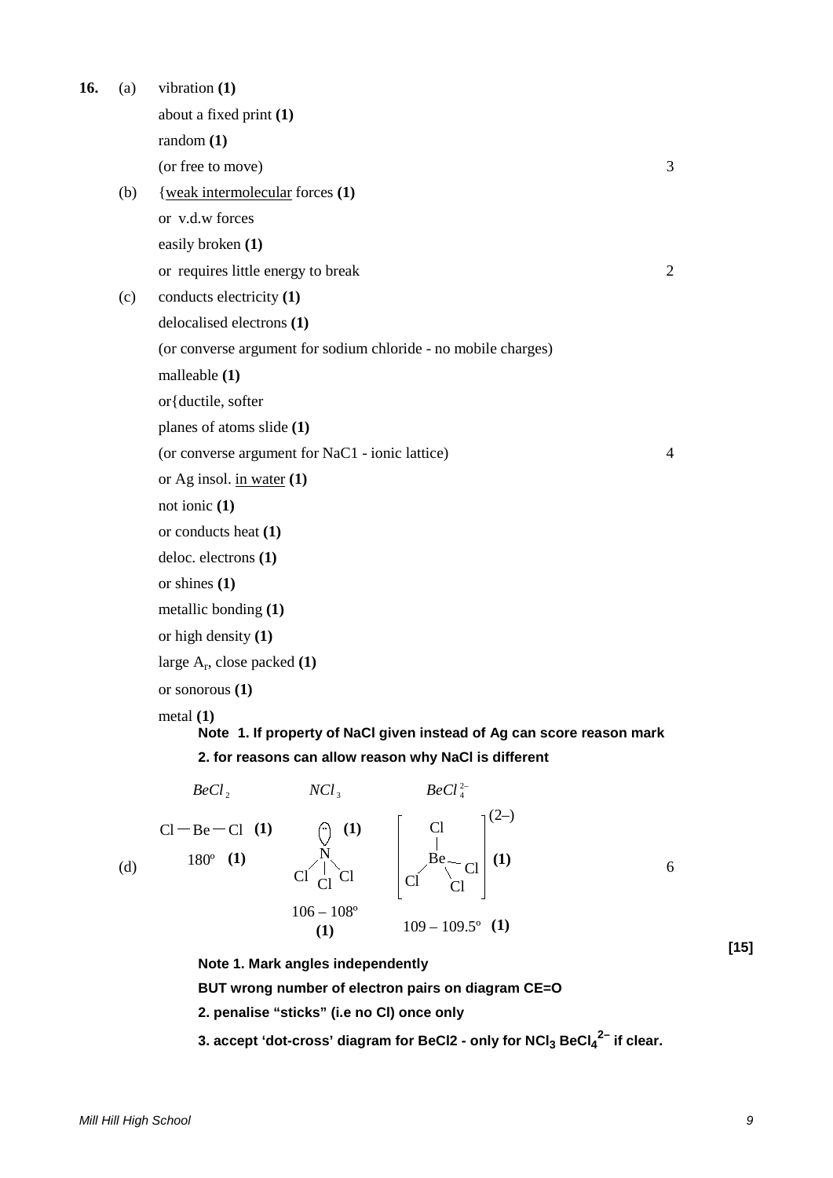**16.** (a) vibration **(1)**

about a fixed print **(1)**

random **(1)**

(or free to move) — 3

(b) {weak intermolecular forces **(1)**

or v.d.w forces

easily broken **(1)**

or requires little energy to break — 2

(c) conducts electricity **(1)**

delocalised electrons **(1)**

(or converse argument for sodium chloride - no mobile charges)

malleable **(1)**

or{ductile, softer

planes of atoms slide **(1)**

(or converse argument for NaC1 - ionic lattice) — 4

or Ag insol. in water **(1)**

not ionic **(1)**

or conducts heat **(1)**

deloc. electrons **(1)**

or shines **(1)**

metallic bonding **(1)**

or high density **(1)**

large $A_r$, close packed **(1)**

or sonorous **(1)**

metal **(1)**

**Note 1. If property of NaCl given instead of Ag can score reason mark**

**2. for reasons can allow reason why NaCl is different**

(d)

| $BeCl_2$ | $NCl_3$ | $BeCl_4^{2-}$ |
|---|---|---|
| Cl — Be — Cl **(1)** | N with lone pair, bonded to three Cl **(1)** | [Be bonded to four Cl]$^{(2-)}$ **(1)** |
| 180º **(1)** | 106 – 108º **(1)** | 109 – 109.5º **(1)** |

6

**[15]**

**Note 1. Mark angles independently**

**BUT wrong number of electron pairs on diagram CE=O**

**2. penalise "sticks" (i.e no Cl) once only**

**3. accept 'dot-cross' diagram for BeCl2 - only for $NCl_3$ $BeCl_4^{2-}$ if clear.**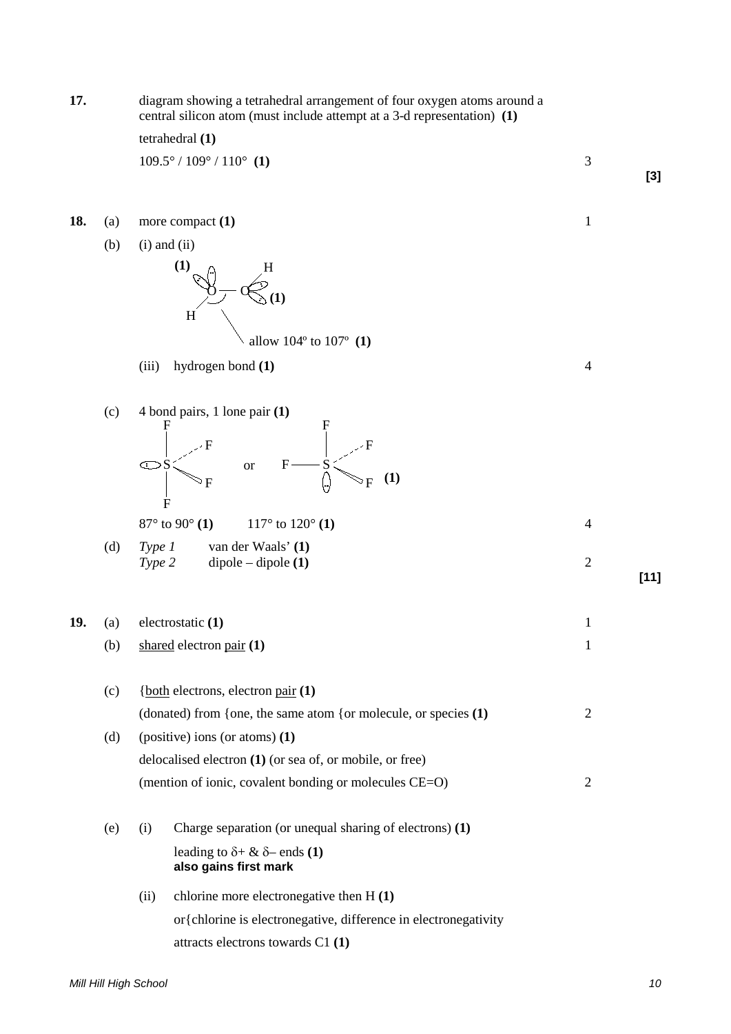**17.** diagram showing a tetrahedral arrangement of four oxygen atoms around a central silicon atom (must include attempt at a 3-d representation) **(1)**

tetrahedral **(1)**

109.5° / 109° / 110° **(1)** — 3

**[3]**

**18.** (a) more compact **(1)** — 1

(b) (i) and (ii)

**(1)** H

O — O **(1)**

H

allow 104º to 107º **(1)**

(iii) hydrogen bond **(1)** — 4

(c) 4 bond pairs, 1 lone pair **(1)**

or **(1)**

87° to 90° **(1)** 117° to 120° **(1)** — 4

(d) *Type 1* van der Waals' **(1)**

*Type 2* dipole – dipole **(1)** — 2

**[11]**

**19.** (a) electrostatic **(1)** — 1

(b) shared electron pair **(1)** — 1

(c) {both electrons, electron pair **(1)**

(donated) from {one, the same atom {or molecule, or species **(1)** — 2

(d) (positive) ions (or atoms) **(1)**

delocalised electron **(1)** (or sea of, or mobile, or free)

(mention of ionic, covalent bonding or molecules CE=O) — 2

(e) (i) Charge separation (or unequal sharing of electrons) **(1)**

leading to δ+ & δ– ends **(1)**
**also gains first mark**

(ii) chlorine more electronegative then H **(1)**

or{chlorine is electronegative, difference in electronegativity

attracts electrons towards C1 **(1)**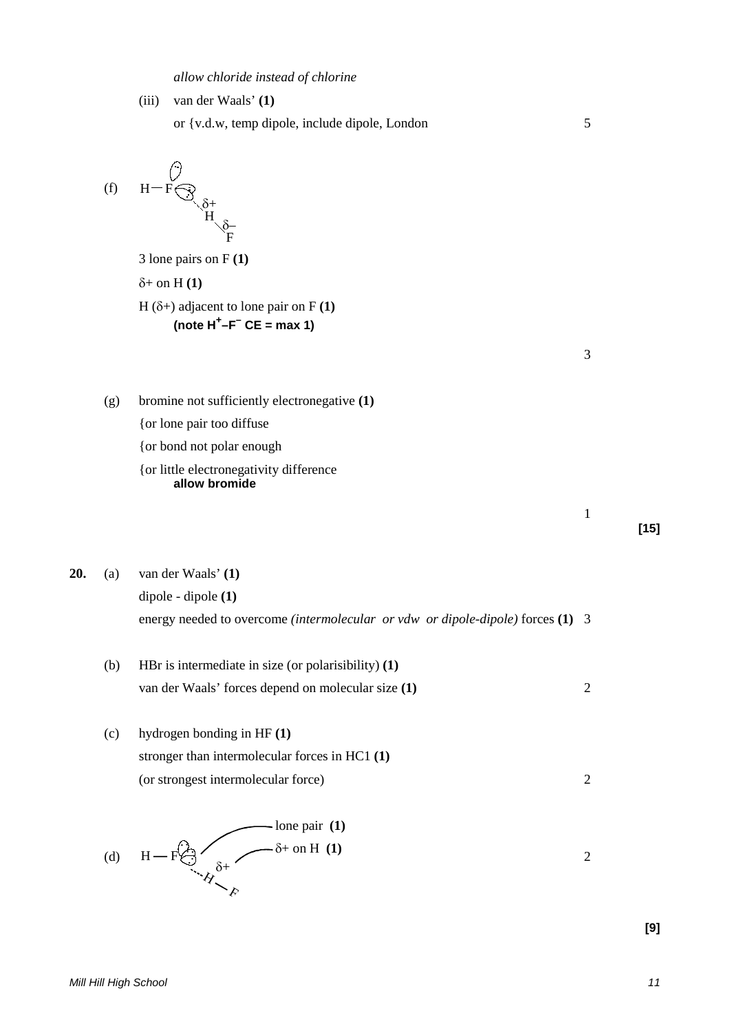*allow chloride instead of chlorine*

(iii) van der Waals' **(1)**

or {v.d.w, temp dipole, include dipole, London — 5

(f) H — F ··· $\delta$+ H — $\delta$– F

3 lone pairs on F **(1)**

$\delta$+ on H **(1)**

H ($\delta$+) adjacent to lone pair on F **(1)**

**(note $H^+$–$F^-$ CE = max 1)**

3

(g) bromine not sufficiently electronegative **(1)**

{or lone pair too diffuse

{or bond not polar enough

{or little electronegativity difference

**allow bromide**

1

**[15]**

**20.** (a) van der Waals' **(1)**

dipole - dipole **(1)**

energy needed to overcome *(intermolecular or vdw or dipole-dipole)* forces **(1)** — 3

(b) HBr is intermediate in size (or polarisibility) **(1)**

van der Waals' forces depend on molecular size **(1)** — 2

(c) hydrogen bonding in HF **(1)**

stronger than intermolecular forces in HC1 **(1)**

(or strongest intermolecular force) — 2

(d) H — F ··· $\delta$+ H — F

lone pair **(1)**

$\delta$+ on H **(1)**

2

**[9]**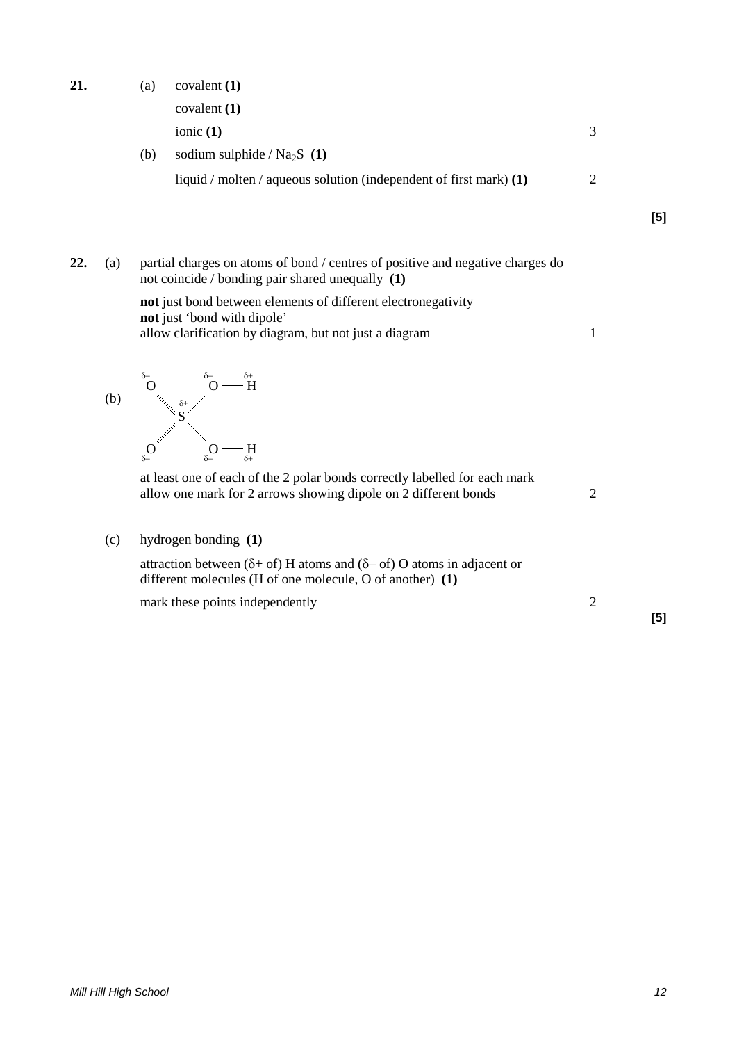**21.** (a) covalent **(1)**

covalent **(1)**

ionic **(1)** 3

(b) sodium sulphide / $Na_2S$ **(1)**

liquid / molten / aqueous solution (independent of first mark) **(1)** 2

**[5]**

**22.** (a) partial charges on atoms of bond / centres of positive and negative charges do not coincide / bonding pair shared unequally **(1)**

**not** just bond between elements of different electronegativity
**not** just 'bond with dipole'
allow clarification by diagram, but not just a diagram 1

(b)

```
δ–          δ–    δ+
O           O ── H
  ╲╲  δ+   ╱
     S
  ╱╱      ╲
O           O ── H
δ–          δ–    δ+
```

at least one of each of the 2 polar bonds correctly labelled for each mark
allow one mark for 2 arrows showing dipole on 2 different bonds 2

(c) hydrogen bonding **(1)**

attraction between (δ+ of) H atoms and (δ– of) O atoms in adjacent or different molecules (H of one molecule, O of another) **(1)**

mark these points independently 2

**[5]**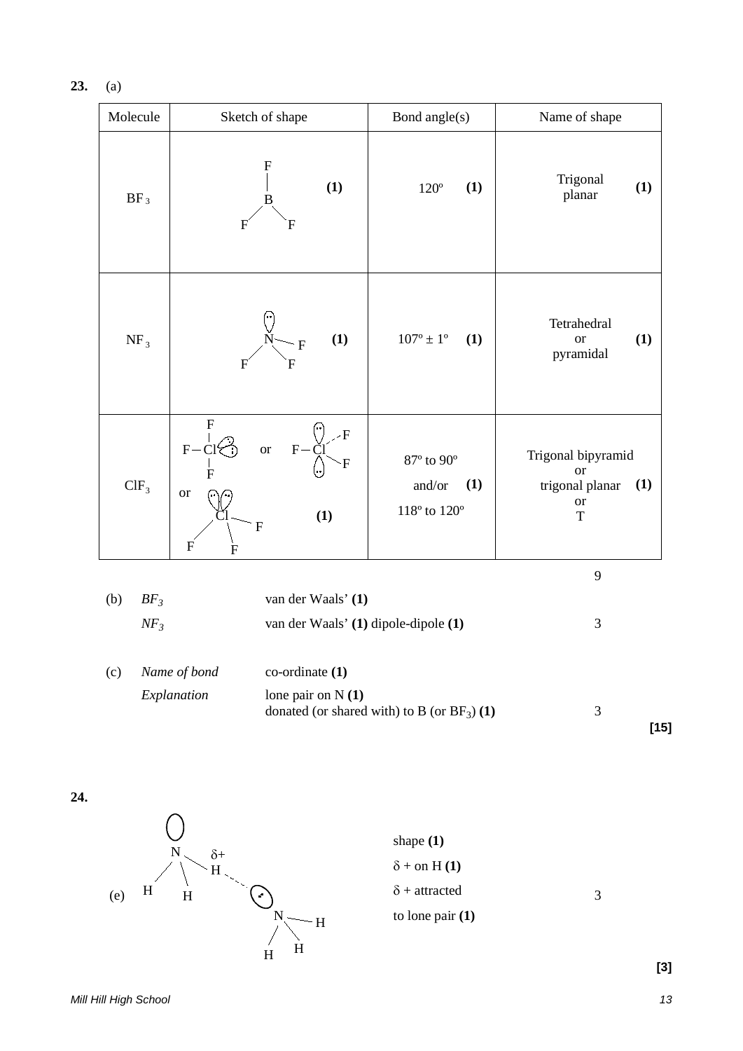**23.** (a)

| Molecule | Sketch of shape | Bond angle(s) | Name of shape |
|---|---|---|---|
| $BF_3$ | F–B(–F)–F (1) | 120º (1) | Trigonal planar (1) |
| $NF_3$ | N with lone pair, bonded to three F (1) | 107º ± 1º (1) | Tetrahedral or pyramidal (1) |
| $ClF_3$ | F–Cl(–F)–F with two lone pairs, or F–Cl with lone pairs above and below and two F, or Cl with two lone pairs and three F (1) | 87º to 90º and/or 118º to 120º (1) | Trigonal bipyramid or trigonal planar or T (1) |

9

(b) *$BF_3$* van der Waals' **(1)**

*$NF_3$* van der Waals' **(1)** dipole-dipole **(1)** 3

(c) *Name of bond* co-ordinate **(1)**

*Explanation* lone pair on N **(1)**

donated (or shared with) to B (or $BF_3$) **(1)** 3

**[15]**

**24.**

(e) Diagram: $NH_3$ molecule with lone pair on N; H labelled $\delta+$ with dashed line to lone pair on N of a second $NH_3$ molecule.

shape **(1)**

$\delta$ + on H **(1)**

$\delta$ + attracted

to lone pair **(1)** 3

**[3]**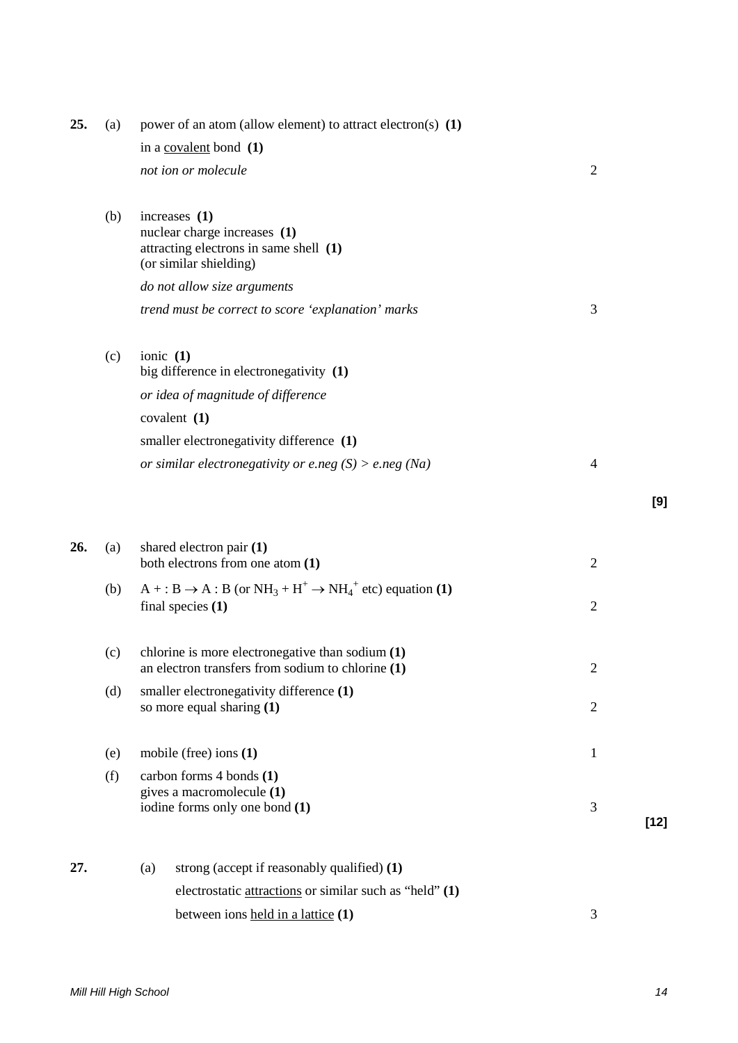**25.** (a) power of an atom (allow element) to attract electron(s) **(1)**

in a <u>covalent</u> bond **(1)**

*not ion or molecule* — 2

(b) increases **(1)**
nuclear charge increases **(1)**
attracting electrons in same shell **(1)**
(or similar shielding)

*do not allow size arguments*

*trend must be correct to score 'explanation' marks* — 3

(c) ionic **(1)**
big difference in electronegativity **(1)**

*or idea of magnitude of difference*

covalent **(1)**

smaller electronegativity difference **(1)**

*or similar electronegativity or e.neg (S) > e.neg (Na)* — 4

**[9]**

**26.** (a) shared electron pair **(1)**
both electrons from one atom **(1)** — 2

(b) A + : B → A : B (or $NH_3 + H^+ \rightarrow NH_4^+$ etc) equation **(1)**
final species **(1)** — 2

(c) chlorine is more electronegative than sodium **(1)**
an electron transfers from sodium to chlorine **(1)** — 2

(d) smaller electronegativity difference **(1)**
so more equal sharing **(1)** — 2

(e) mobile (free) ions **(1)** — 1

(f) carbon forms 4 bonds **(1)**
gives a macromolecule **(1)**
iodine forms only one bond **(1)** — 3

**[12]**

**27.** (a) strong (accept if reasonably qualified) **(1)**

electrostatic <u>attractions</u> or similar such as "held" **(1)**

between ions <u>held in a lattice</u> **(1)** — 3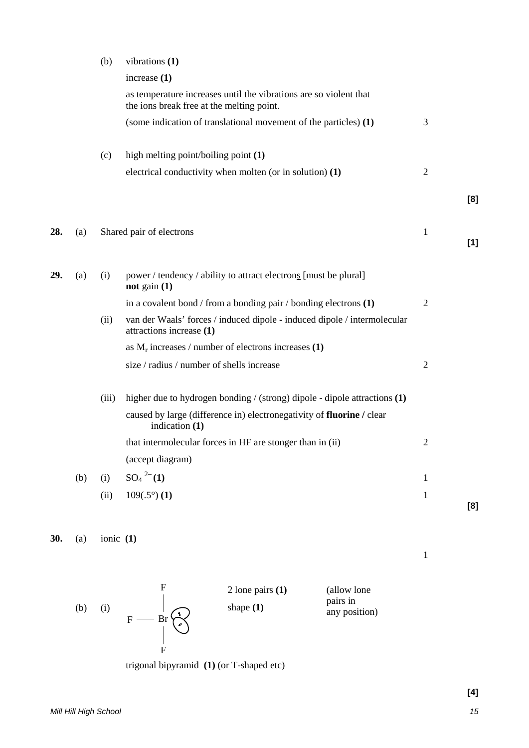(b) vibrations **(1)**

increase **(1)**

as temperature increases until the vibrations are so violent that the ions break free at the melting point.

(some indication of translational movement of the particles) **(1)** — 3

(c) high melting point/boiling point **(1)**

electrical conductivity when molten (or in solution) **(1)** — 2

**[8]**

**28.** (a) Shared pair of electrons — 1

**[1]**

**29.** (a) (i) power / tendency / ability to attract electron<u>s</u> [must be plural] **not** gain **(1)**

in a covalent bond / from a bonding pair / bonding electrons **(1)** — 2

(ii) van der Waals' forces / induced dipole - induced dipole / intermolecular attractions increase **(1)**

as $M_r$ increases / number of electrons increases **(1)**

size / radius / number of shells increase — 2

(iii) higher due to hydrogen bonding / (strong) dipole - dipole attractions **(1)**

caused by large (difference in) electronegativity of **fluorine /** clear indication **(1)**

that intermolecular forces in HF are stonger than in (ii) — 2

(accept diagram)

(b) (i) $SO_4^{\ 2-}$ **(1)** — 1

(ii) 109(.5°) **(1)** — 1

**[8]**

**30.** (a) ionic **(1)** — 1

(b) (i) [Diagram: F atoms bonded to Br above, left and below; two lone pairs on Br]

2 lone pairs **(1)** (allow lone pairs in any position)

shape **(1)**

trigonal bipyramid **(1)** (or T-shaped etc)

**[4]**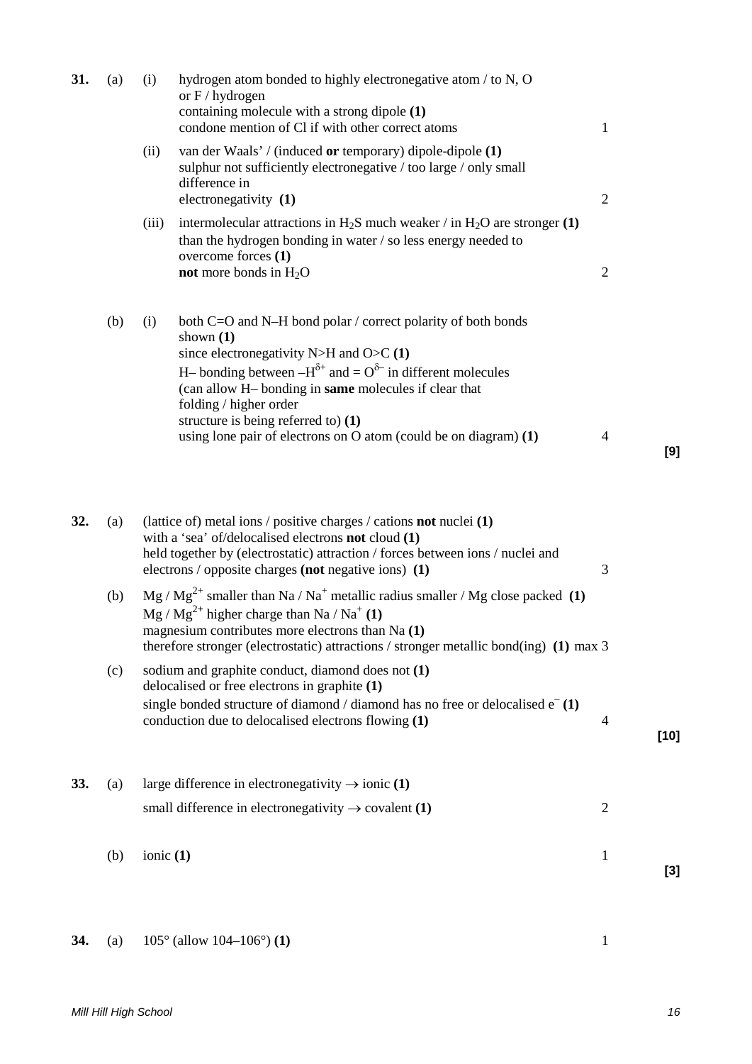| | | | | | |
|---|---|---|---|---|---|
| **31.** | (a) | (i) | hydrogen atom bonded to highly electronegative atom / to N, O or F / hydrogen containing molecule with a strong dipole **(1)**<br>condone mention of Cl if with other correct atoms | 1 | |
| | | (ii) | van der Waals' / (induced **or** temporary) dipole-dipole **(1)**<br>sulphur not sufficiently electronegative / too large / only small difference in electronegativity **(1)** | 2 | |
| | | (iii) | intermolecular attractions in $H_2S$ much weaker / in $H_2O$ are stronger **(1)**<br>than the hydrogen bonding in water / so less energy needed to overcome forces **(1)**<br>**not** more bonds in $H_2O$ | 2 | |
| | (b) | (i) | both C=O and N–H bond polar / correct polarity of both bonds shown **(1)**<br>since electronegativity N>H and O>C **(1)**<br>H– bonding between $–H^{\delta+}$ and $= O^{\delta-}$ in different molecules (can allow H– bonding in **same** molecules if clear that folding / higher order structure is being referred to) **(1)**<br>using lone pair of electrons on O atom (could be on diagram) **(1)** | 4 | **[9]** |
| **32.** | (a) | | (lattice of) metal ions / positive charges / cations **not** nuclei **(1)**<br>with a 'sea' of/delocalised electrons **not** cloud **(1)**<br>held together by (electrostatic) attraction / forces between ions / nuclei and electrons / opposite charges **(not** negative ions) **(1)** | 3 | |
| | (b) | | Mg / $Mg^{2+}$ smaller than Na / $Na^+$ metallic radius smaller / Mg close packed **(1)**<br>Mg / $Mg^{2+}$ higher charge than Na / $Na^+$ **(1)**<br>magnesium contributes more electrons than Na **(1)**<br>therefore stronger (electrostatic) attractions / stronger metallic bond(ing) **(1)** | max 3 | |
| | (c) | | sodium and graphite conduct, diamond does not **(1)**<br>delocalised or free electrons in graphite **(1)**<br>single bonded structure of diamond / diamond has no free or delocalised $e^-$ **(1)**<br>conduction due to delocalised electrons flowing **(1)** | 4 | **[10]** |
| **33.** | (a) | | large difference in electronegativity → ionic **(1)**<br>small difference in electronegativity → covalent **(1)** | 2 | |
| | (b) | | ionic **(1)** | 1 | **[3]** |
| **34.** | (a) | | 105° (allow 104–106°) **(1)** | 1 | |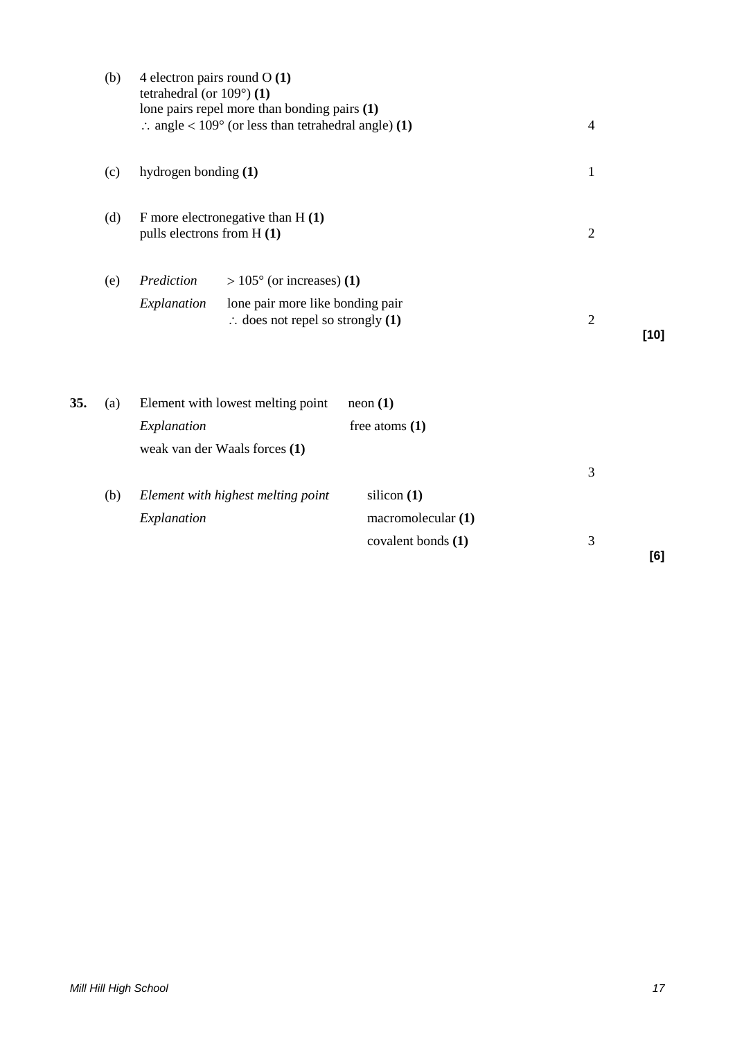(b) 4 electron pairs round O **(1)**
tetrahedral (or 109°) **(1)**
lone pairs repel more than bonding pairs **(1)**
$\therefore$ angle < 109° (or less than tetrahedral angle) **(1)** — 4

(c) hydrogen bonding **(1)** — 1

(d) F more electronegative than H **(1)**
pulls electrons from H **(1)** — 2

(e) *Prediction* > 105° (or increases) **(1)**
*Explanation* lone pair more like bonding pair
$\therefore$ does not repel so strongly **(1)** — 2

**[10]**

**35.** (a) Element with lowest melting point — neon **(1)**
*Explanation* — free atoms **(1)**
weak van der Waals forces **(1)** — 3

(b) *Element with highest melting point* — silicon **(1)**
*Explanation* — macromolecular **(1)**
covalent bonds **(1)** — 3

**[6]**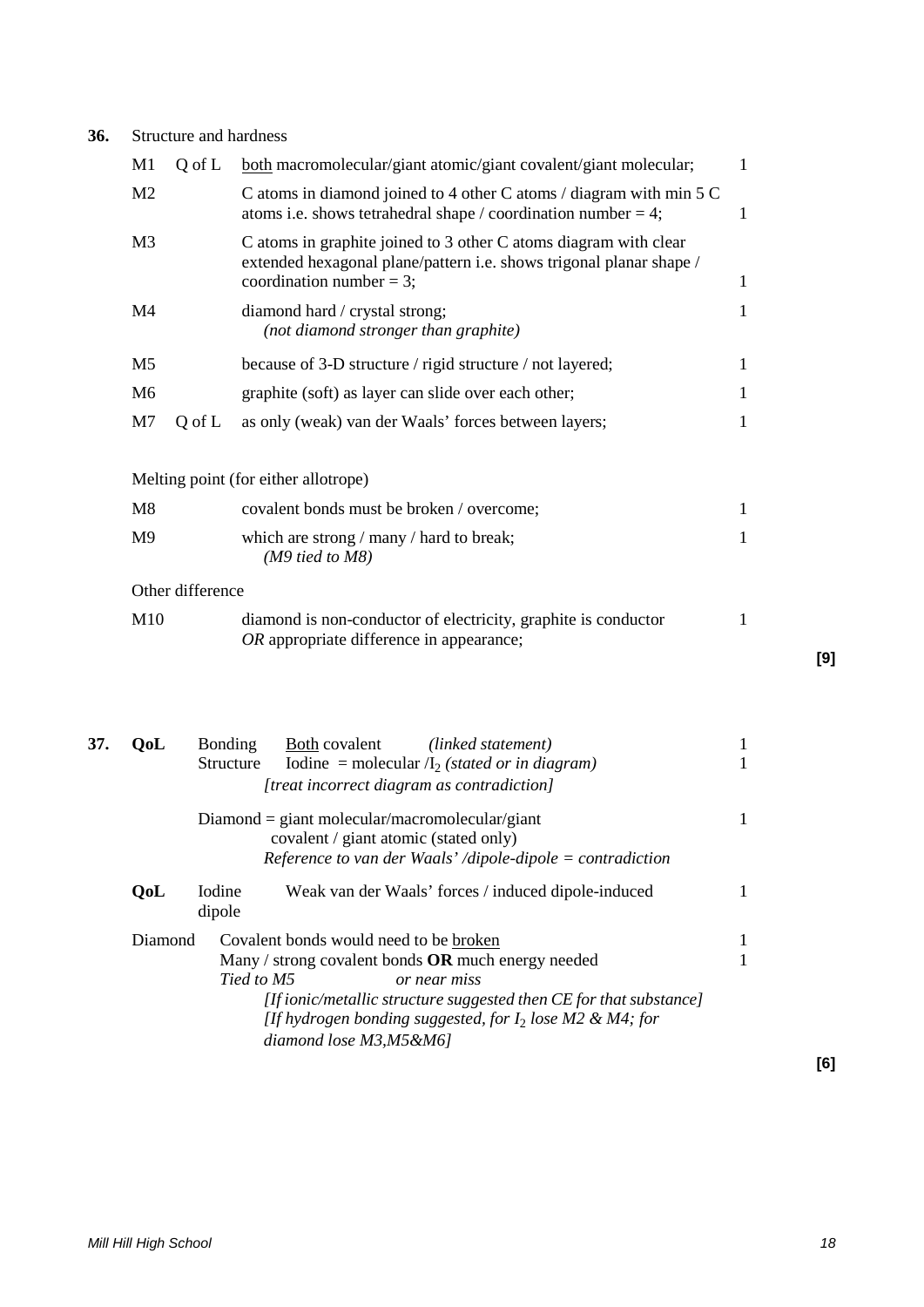**36.** Structure and hardness

| | | | |
|---|---|---|---|
| M1 | Q of L | <u>both</u> macromolecular/giant atomic/giant covalent/giant molecular; | 1 |
| M2 | | C atoms in diamond joined to 4 other C atoms / diagram with min 5 C atoms i.e. shows tetrahedral shape / coordination number = 4; | 1 |
| M3 | | C atoms in graphite joined to 3 other C atoms diagram with clear extended hexagonal plane/pattern i.e. shows trigonal planar shape / coordination number = 3; | 1 |
| M4 | | diamond hard / crystal strong; *(not diamond stronger than graphite)* | 1 |
| M5 | | because of 3-D structure / rigid structure / not layered; | 1 |
| M6 | | graphite (soft) as layer can slide over each other; | 1 |
| M7 | Q of L | as only (weak) van der Waals' forces between layers; | 1 |

Melting point (for either allotrope)

| | | |
|---|---|---|
| M8 | covalent bonds must be broken / overcome; | 1 |
| M9 | which are strong / many / hard to break; *(M9 tied to M8)* | 1 |

Other difference

| | | |
|---|---|---|
| M10 | diamond is non-conductor of electricity, graphite is conductor *OR* appropriate difference in appearance; | 1 |

**[9]**

**37.**

| | | | |
|---|---|---|---|
| **QoL** | Bonding | <u>Both</u> covalent *(linked statement)* | 1 |
| | Structure | Iodine = molecular /$I_2$ *(stated or in diagram)* *[treat incorrect diagram as contradiction]* | 1 |
| | | Diamond = giant molecular/macromolecular/giant covalent / giant atomic (stated only) *Reference to van der Waals' /dipole-dipole = contradiction* | 1 |
| **QoL** | Iodine | Weak van der Waals' forces / induced dipole-induced dipole | 1 |
| Diamond | | Covalent bonds would need to be <u>broken</u> | 1 |
| | | Many / strong covalent bonds **OR** much energy needed *Tied to M5 or near miss* | 1 |

*[If ionic/metallic structure suggested then CE for that substance]*
*[If hydrogen bonding suggested, for $I_2$ lose M2 & M4; for diamond lose M3,M5&M6]*

**[6]**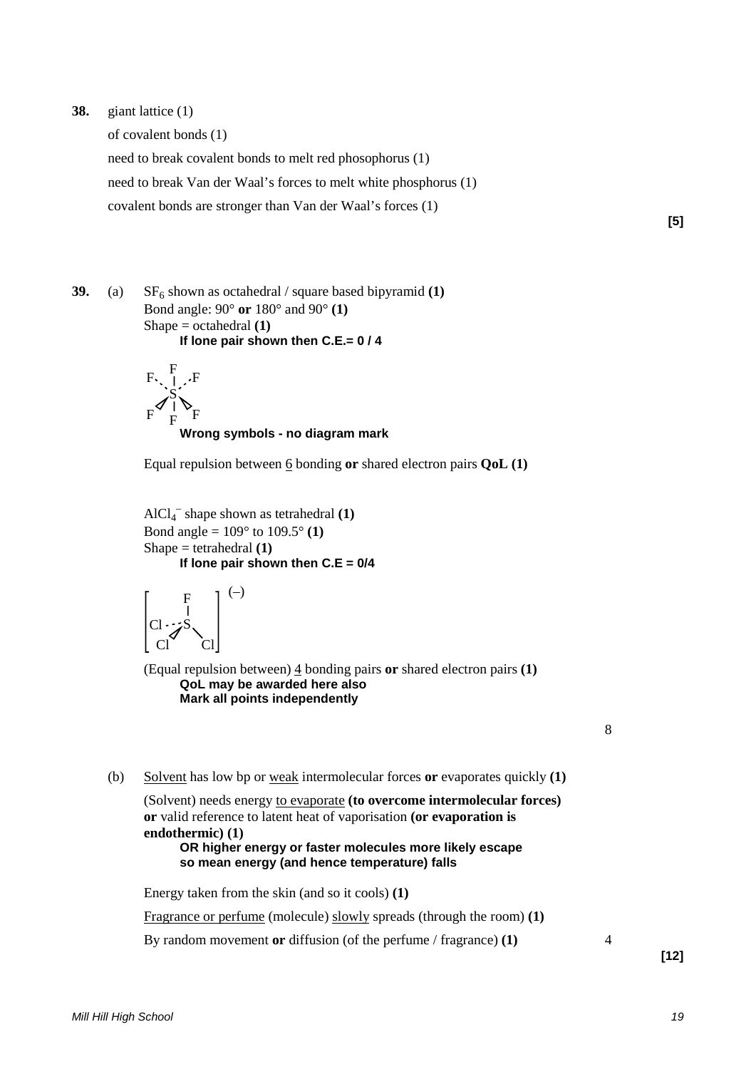**38.** giant lattice (1)

of covalent bonds (1)

need to break covalent bonds to melt red phosophorus (1)

need to break Van der Waal's forces to melt white phosphorus (1)

covalent bonds are stronger than Van der Waal's forces (1)

**[5]**

**39.** (a) $SF_6$ shown as octahedral / square based bipyramid **(1)**
Bond angle: 90° **or** 180° and 90° **(1)**
Shape = octahedral **(1)**
**If lone pair shown then C.E.= 0 / 4**

```
    F
F.  |  .F
  . S .
F ◁ | ▷ F
    F
```

**Wrong symbols - no diagram mark**

Equal repulsion between 6 bonding **or** shared electron pairs **QoL (1)**

$AlCl_4^-$ shape shown as tetrahedral **(1)**
Bond angle = 109° to 109.5° **(1)**
Shape = tetrahedral **(1)**
**If lone pair shown then C.E = 0/4**

```
[      F      ] (–)
[      |      ]
[ Cl - - S    ]
[   Cl ◁   \  ]
[          Cl ]
```

(Equal repulsion between) 4 bonding pairs **or** shared electron pairs **(1)**
**QoL may be awarded here also**
**Mark all points independently**

8

(b) Solvent has low bp or weak intermolecular forces **or** evaporates quickly **(1)**

(Solvent) needs energy to evaporate **(to overcome intermolecular forces) or** valid reference to latent heat of vaporisation **(or evaporation is endothermic) (1)**
**OR higher energy or faster molecules more likely escape so mean energy (and hence temperature) falls**

Energy taken from the skin (and so it cools) **(1)**

Fragrance or perfume (molecule) slowly spreads (through the room) **(1)**

By random movement **or** diffusion (of the perfume / fragrance) **(1)**

4

**[12]**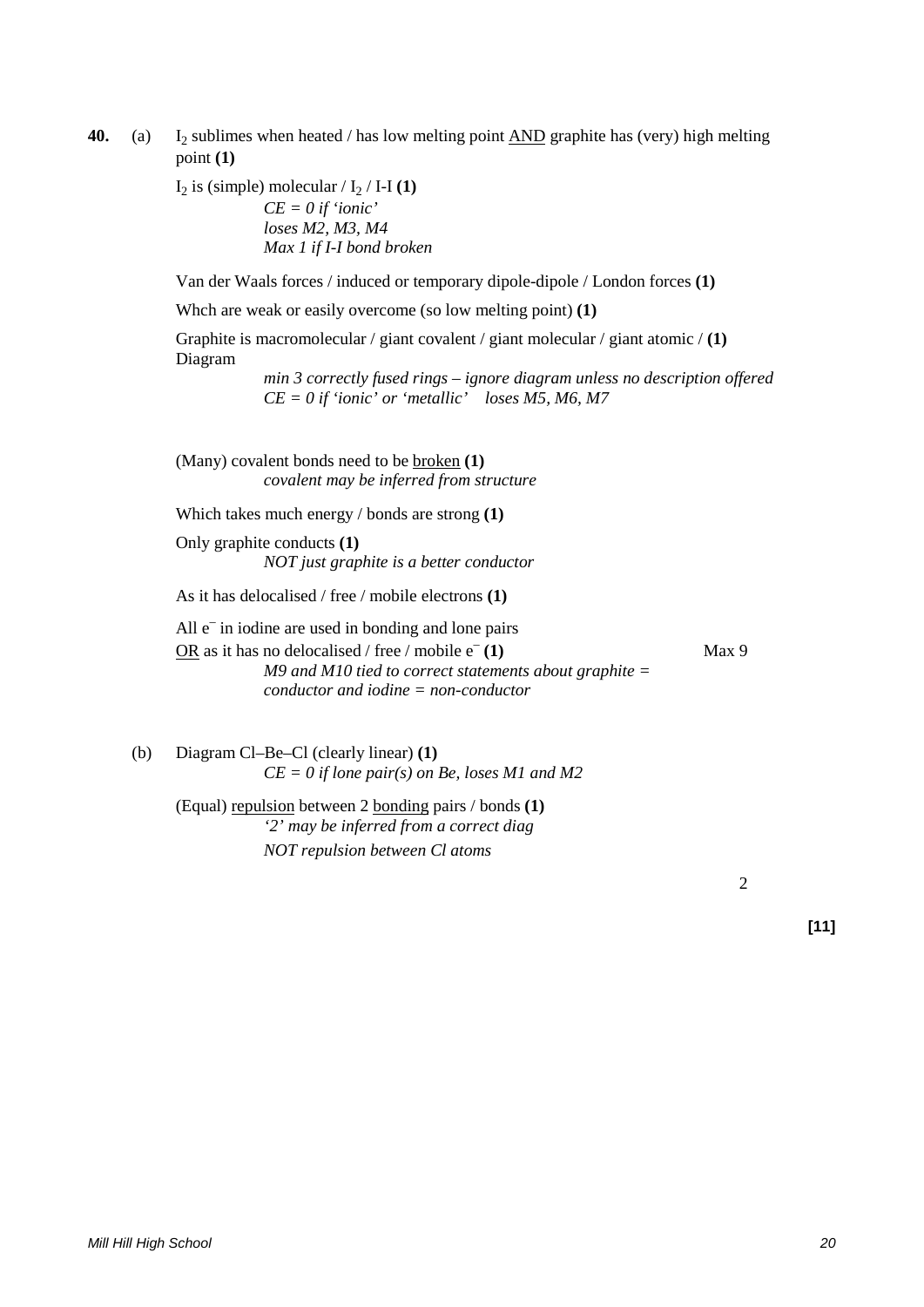**40.** (a) $I_2$ sublimes when heated / has low melting point AND graphite has (very) high melting point **(1)**

$I_2$ is (simple) molecular / $I_2$ / I-I **(1)**

*CE = 0 if 'ionic'*
*loses M2, M3, M4*
*Max 1 if I-I bond broken*

Van der Waals forces / induced or temporary dipole-dipole / London forces **(1)**

Whch are weak or easily overcome (so low melting point) **(1)**

Graphite is macromolecular / giant covalent / giant molecular / giant atomic / **(1)**
Diagram

*min 3 correctly fused rings – ignore diagram unless no description offered*
*CE = 0 if 'ionic' or 'metallic' loses M5, M6, M7*

(Many) covalent bonds need to be broken **(1)**

*covalent may be inferred from structure*

Which takes much energy / bonds are strong **(1)**

Only graphite conducts **(1)**

*NOT just graphite is a better conductor*

As it has delocalised / free / mobile electrons **(1)**

All $e^-$ in iodine are used in bonding and lone pairs
OR as it has no delocalised / free / mobile $e^-$ **(1)** — Max 9

*M9 and M10 tied to correct statements about graphite = conductor and iodine = non-conductor*

(b) Diagram Cl–Be–Cl (clearly linear) **(1)**

*CE = 0 if lone pair(s) on Be, loses M1 and M2*

(Equal) repulsion between 2 bonding pairs / bonds **(1)**

*'2' may be inferred from a correct diag*
*NOT repulsion between Cl atoms*

2

**[11]**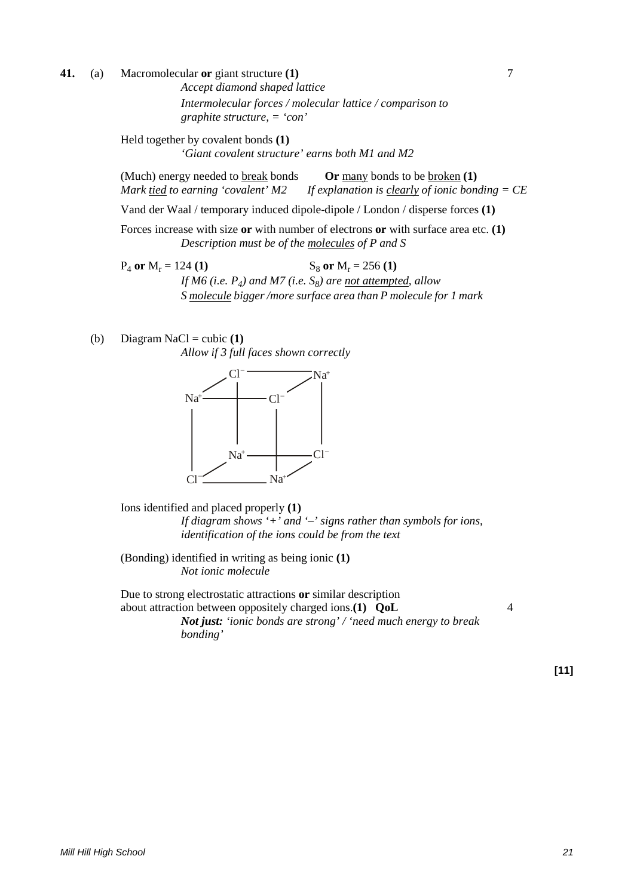**41.** (a) Macromolecular **or** giant structure **(1)** 7

*Accept diamond shaped lattice*

*Intermolecular forces / molecular lattice / comparison to graphite structure, = 'con'*

Held together by covalent bonds **(1)**

*'Giant covalent structure' earns both M1 and M2*

(Much) energy needed to <u>break</u> bonds **Or** <u>many</u> bonds to be <u>broken</u> **(1)**

*Mark <u>tied</u> to earning 'covalent' M2* *If explanation is <u>clearly</u> of ionic bonding = CE*

Vand der Waal / temporary induced dipole-dipole / London / disperse forces **(1)**

Forces increase with size **or** with number of electrons **or** with surface area etc. **(1)**

*Description must be of the <u>molecules</u> of P and S*

$P_4$ **or** $M_r = 124$ **(1)** $S_8$ **or** $M_r = 256$ **(1)**

*If M6 (i.e. $P_4$) and M7 (i.e. $S_8$) are <u>not attempted</u>, allow S <u>molecule</u> bigger /more surface area than P molecule for 1 mark*

(b) Diagram NaCl = cubic **(1)**

*Allow if 3 full faces shown correctly*

Ions identified and placed properly **(1)**

*If diagram shows '+' and '–' signs rather than symbols for ions, identification of the ions could be from the text*

(Bonding) identified in writing as being ionic **(1)**

*Not ionic molecule*

Due to strong electrostatic attractions **or** similar description about attraction between oppositely charged ions.**(1)** **QoL** 4

***Not just:*** *'ionic bonds are strong' / 'need much energy to break bonding'*

**[11]**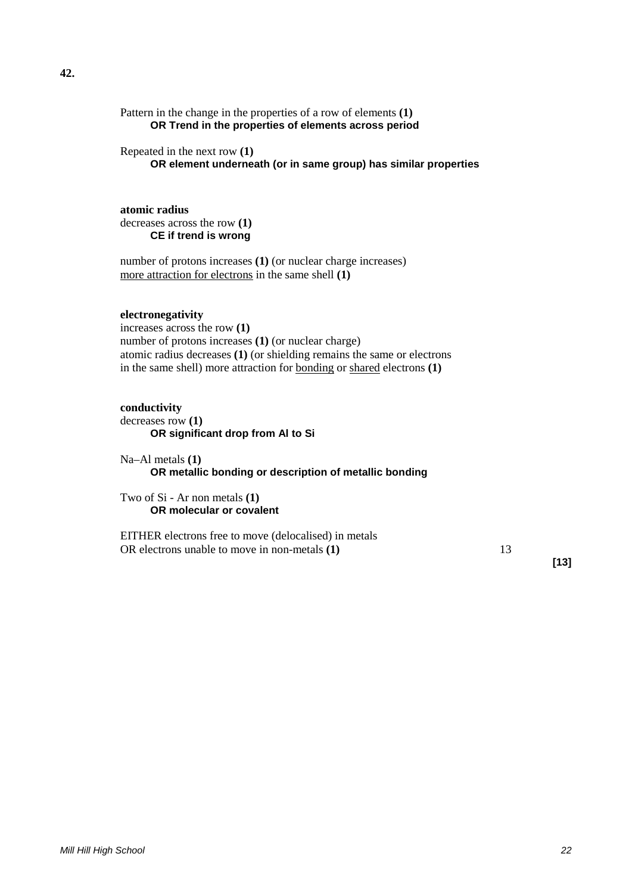**42.**

Pattern in the change in the properties of a row of elements **(1)**
**OR Trend in the properties of elements across period**

Repeated in the next row **(1)**
**OR element underneath (or in same group) has similar properties**

**atomic radius**
decreases across the row **(1)**
**CE if trend is wrong**

number of protons increases **(1)** (or nuclear charge increases)
more attraction for electrons in the same shell **(1)**

**electronegativity**
increases across the row **(1)**
number of protons increases **(1)** (or nuclear charge)
atomic radius decreases **(1)** (or shielding remains the same or electrons in the same shell) more attraction for bonding or shared electrons **(1)**

**conductivity**
decreases row **(1)**
**OR significant drop from Al to Si**

Na–Al metals **(1)**
**OR metallic bonding or description of metallic bonding**

Two of Si - Ar non metals **(1)**
**OR molecular or covalent**

EITHER electrons free to move (delocalised) in metals
OR electrons unable to move in non-metals **(1)** 13

**[13]**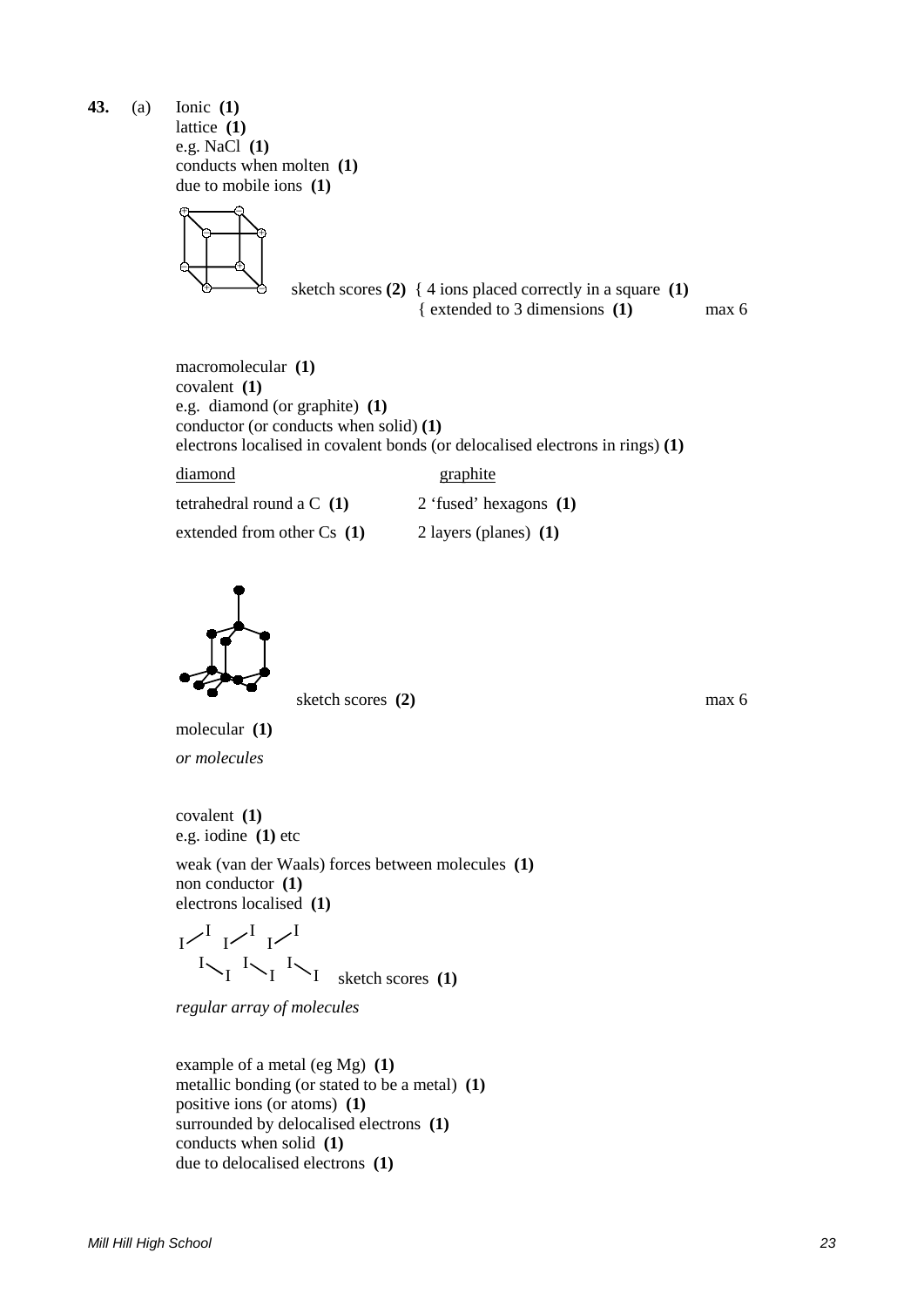**43.** (a) Ionic **(1)**
lattice **(1)**
e.g. NaCl **(1)**
conducts when molten **(1)**
due to mobile ions **(1)**

sketch scores **(2)** { 4 ions placed correctly in a square **(1)**
{ extended to 3 dimensions **(1)** max 6

macromolecular **(1)**
covalent **(1)**
e.g. diamond (or graphite) **(1)**
conductor (or conducts when solid) **(1)**
electrons localised in covalent bonds (or delocalised electrons in rings) **(1)**

| diamond | graphite |
|---|---|
| tetrahedral round a C **(1)** | 2 'fused' hexagons **(1)** |
| extended from other Cs **(1)** | 2 layers (planes) **(1)** |

sketch scores **(2)** max 6

molecular **(1)**
*or molecules*

covalent **(1)**
e.g. iodine **(1)** etc

weak (van der Waals) forces between molecules **(1)**
non conductor **(1)**
electrons localised **(1)**

I–I I–I I–I
I–I I–I I–I sketch scores **(1)**

*regular array of molecules*

example of a metal (eg Mg) **(1)**
metallic bonding (or stated to be a metal) **(1)**
positive ions (or atoms) **(1)**
surrounded by delocalised electrons **(1)**
conducts when solid **(1)**
due to delocalised electrons **(1)**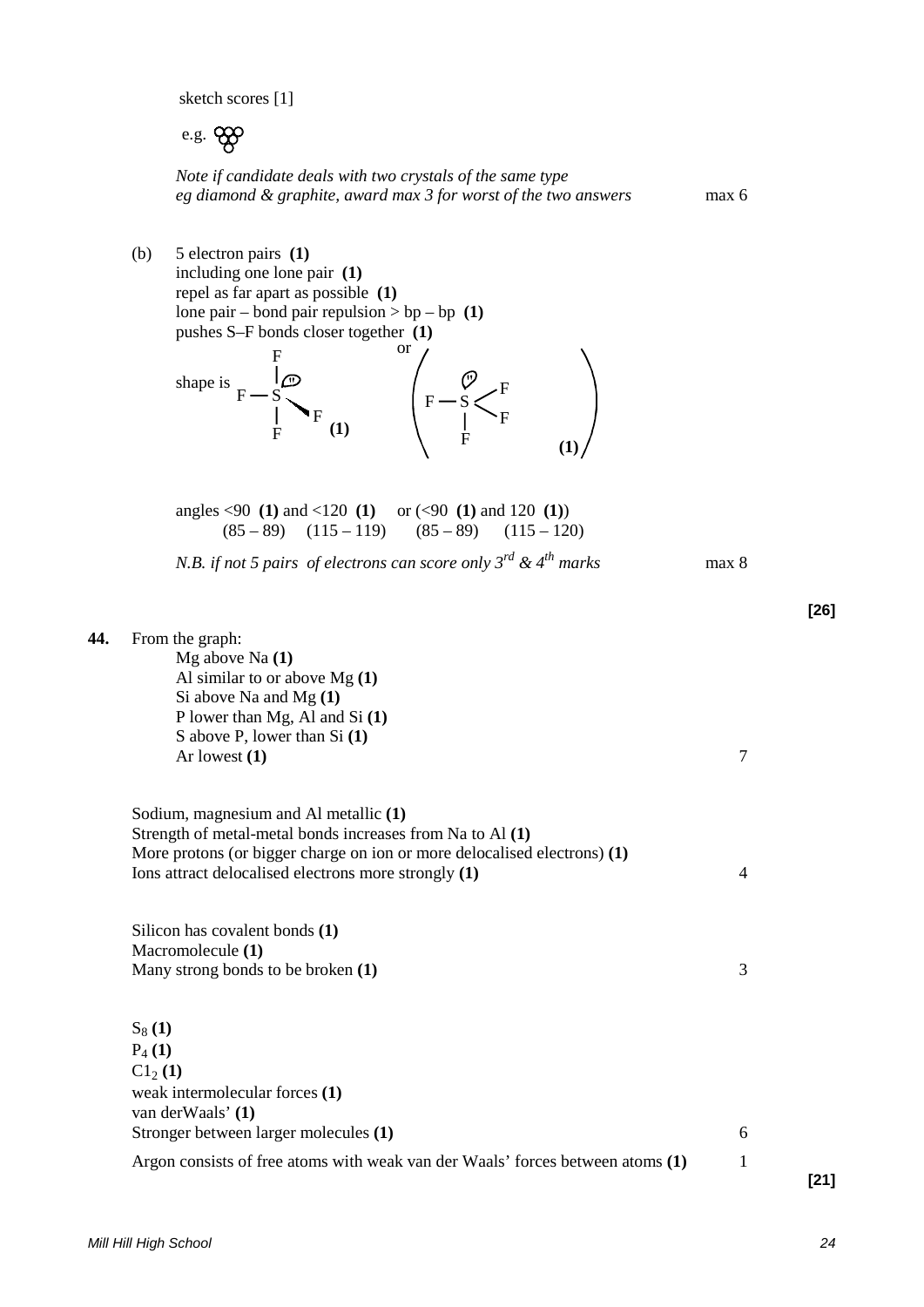sketch scores [1]

e.g. 

*Note if candidate deals with two crystals of the same type eg diamond & graphite, award max 3 for worst of the two answers* — max 6

(b) 5 electron pairs **(1)**
including one lone pair **(1)**
repel as far apart as possible **(1)**
lone pair – bond pair repulsion > bp – bp **(1)**
pushes S–F bonds closer together **(1)**

shape is [see-saw structure of $SF_4$] **(1)** or [alternative see-saw structure] **(1)**

angles <90 **(1)** and <120 **(1)** or (<90 **(1)** and 120 **(1)**)
(85 – 89) (115 – 119) (85 – 89) (115 – 120)

*N.B. if not 5 pairs of electrons can score only 3rd & 4th marks* — max 8

**[26]**

**44.** From the graph:
Mg above Na **(1)**
Al similar to or above Mg **(1)**
Si above Na and Mg **(1)**
P lower than Mg, Al and Si **(1)**
S above P, lower than Si **(1)**
Ar lowest **(1)** — 7

Sodium, magnesium and Al metallic **(1)**
Strength of metal-metal bonds increases from Na to Al **(1)**
More protons (or bigger charge on ion or more delocalised electrons) **(1)**
Ions attract delocalised electrons more strongly **(1)** — 4

Silicon has covalent bonds **(1)**
Macromolecule **(1)**
Many strong bonds to be broken **(1)** — 3

$S_8$ **(1)**
$P_4$ **(1)**
$Cl_2$ **(1)**
weak intermolecular forces **(1)**
van derWaals' **(1)**
Stronger between larger molecules **(1)** — 6

Argon consists of free atoms with weak van der Waals' forces between atoms **(1)** — 1

**[21]**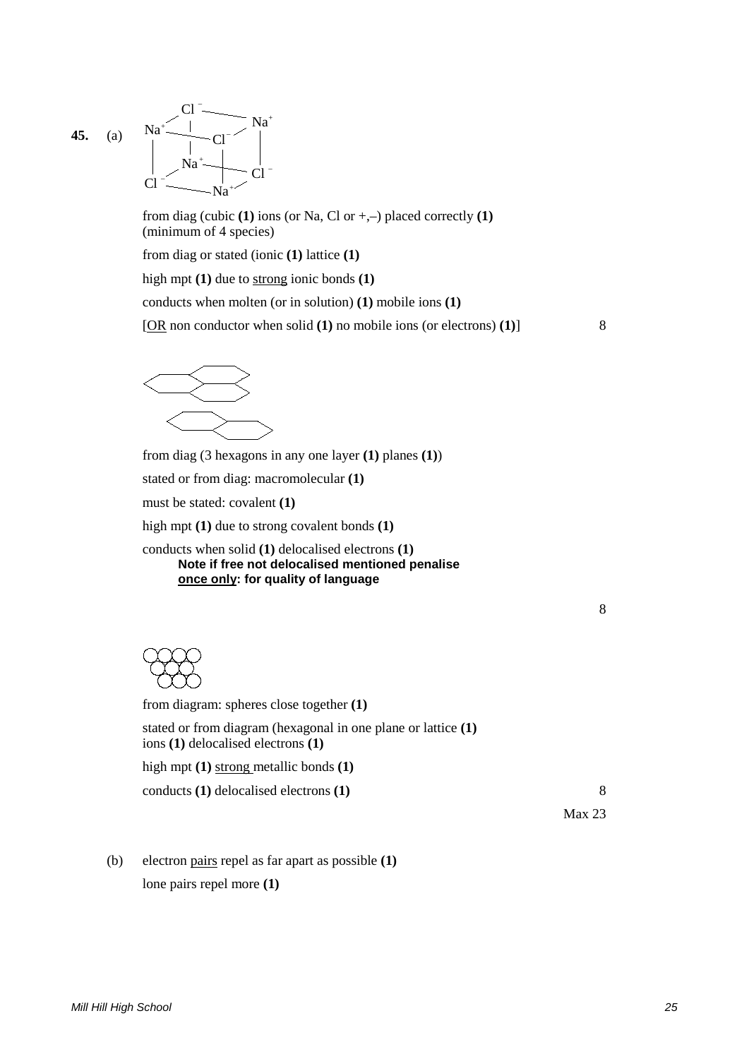**45.** (a)

from diag (cubic **(1)** ions (or Na, Cl or +,–) placed correctly **(1)** (minimum of 4 species)

from diag or stated (ionic **(1)** lattice **(1)**

high mpt **(1)** due to <u>strong</u> ionic bonds **(1)**

conducts when molten (or in solution) **(1)** mobile ions **(1)**

[<u>OR</u> non conductor when solid **(1)** no mobile ions (or electrons) **(1)**] 8

from diag (3 hexagons in any one layer **(1)** planes **(1)**)

stated or from diag: macromolecular **(1)**

must be stated: covalent **(1)**

high mpt **(1)** due to strong covalent bonds **(1)**

conducts when solid **(1)** delocalised electrons **(1)**

**Note if free not delocalised mentioned penalise <u>once only</u>: for quality of language**

8

from diagram: spheres close together **(1)**

stated or from diagram (hexagonal in one plane or lattice **(1)** ions **(1)** delocalised electrons **(1)**

high mpt **(1)** <u>strong</u> metallic bonds **(1)**

conducts **(1)** delocalised electrons **(1)** 8

Max 23

(b) electron <u>pairs</u> repel as far apart as possible **(1)**

lone pairs repel more **(1)**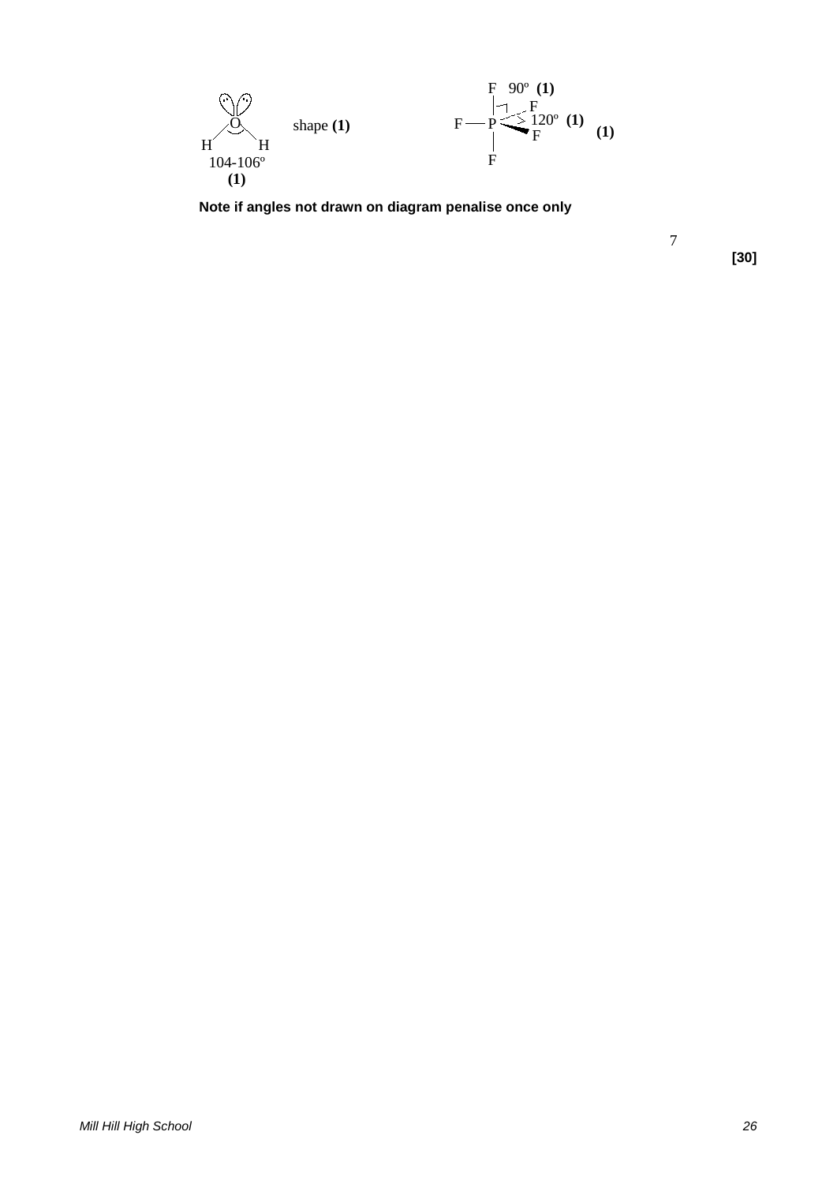O

H H

104-106º

**(1)**

shape **(1)**

F 90º **(1)**

F

F — P 120º **(1)** **(1)**

F

F

**Note if angles not drawn on diagram penalise once only**

7

**[30]**